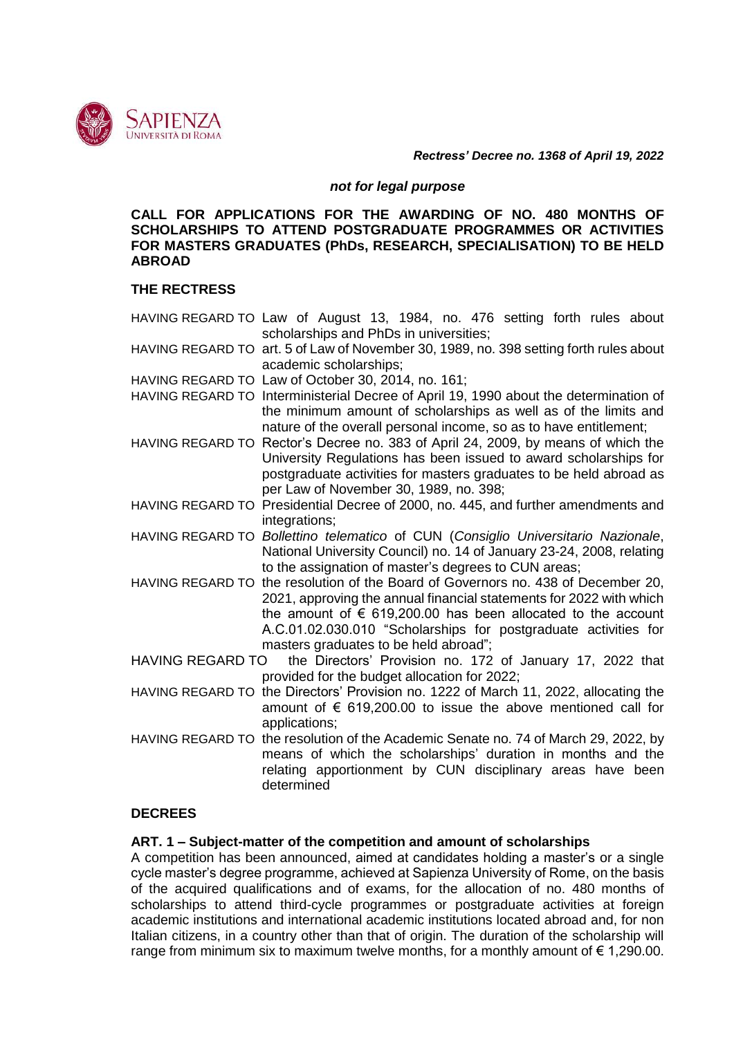*Rectress' Decree no. 1368 of April 19, 2022*

***not for legal purpose***

**CALL FOR APPLICATIONS FOR THE AWARDING OF NO. 480 MONTHS OF SCHOLARSHIPS TO ATTEND POSTGRADUATE PROGRAMMES OR ACTIVITIES FOR MASTERS GRADUATES (PhDs, RESEARCH, SPECIALISATION) TO BE HELD ABROAD**

**THE RECTRESS**

HAVING REGARD TO Law of August 13, 1984, no. 476 setting forth rules about scholarships and PhDs in universities;

HAVING REGARD TO art. 5 of Law of November 30, 1989, no. 398 setting forth rules about academic scholarships;

HAVING REGARD TO Law of October 30, 2014, no. 161;

HAVING REGARD TO Interministerial Decree of April 19, 1990 about the determination of the minimum amount of scholarships as well as of the limits and nature of the overall personal income, so as to have entitlement;

HAVING REGARD TO Rector's Decree no. 383 of April 24, 2009, by means of which the University Regulations has been issued to award scholarships for postgraduate activities for masters graduates to be held abroad as per Law of November 30, 1989, no. 398;

HAVING REGARD TO Presidential Decree of 2000, no. 445, and further amendments and integrations;

HAVING REGARD TO *Bollettino telematico* of CUN (*Consiglio Universitario Nazionale*, National University Council) no. 14 of January 23-24, 2008, relating to the assignation of master's degrees to CUN areas;

HAVING REGARD TO the resolution of the Board of Governors no. 438 of December 20, 2021, approving the annual financial statements for 2022 with which the amount of € 619,200.00 has been allocated to the account A.C.01.02.030.010 "Scholarships for postgraduate activities for masters graduates to be held abroad";

HAVING REGARD TO the Directors' Provision no. 172 of January 17, 2022 that provided for the budget allocation for 2022;

HAVING REGARD TO the Directors' Provision no. 1222 of March 11, 2022, allocating the amount of € 619,200.00 to issue the above mentioned call for applications;

HAVING REGARD TO the resolution of the Academic Senate no. 74 of March 29, 2022, by means of which the scholarships' duration in months and the relating apportionment by CUN disciplinary areas have been determined

**DECREES**

**ART. 1 – Subject-matter of the competition and amount of scholarships**

A competition has been announced, aimed at candidates holding a master's or a single cycle master's degree programme, achieved at Sapienza University of Rome, on the basis of the acquired qualifications and of exams, for the allocation of no. 480 months of scholarships to attend third-cycle programmes or postgraduate activities at foreign academic institutions and international academic institutions located abroad and, for non Italian citizens, in a country other than that of origin. The duration of the scholarship will range from minimum six to maximum twelve months, for a monthly amount of € 1,290.00.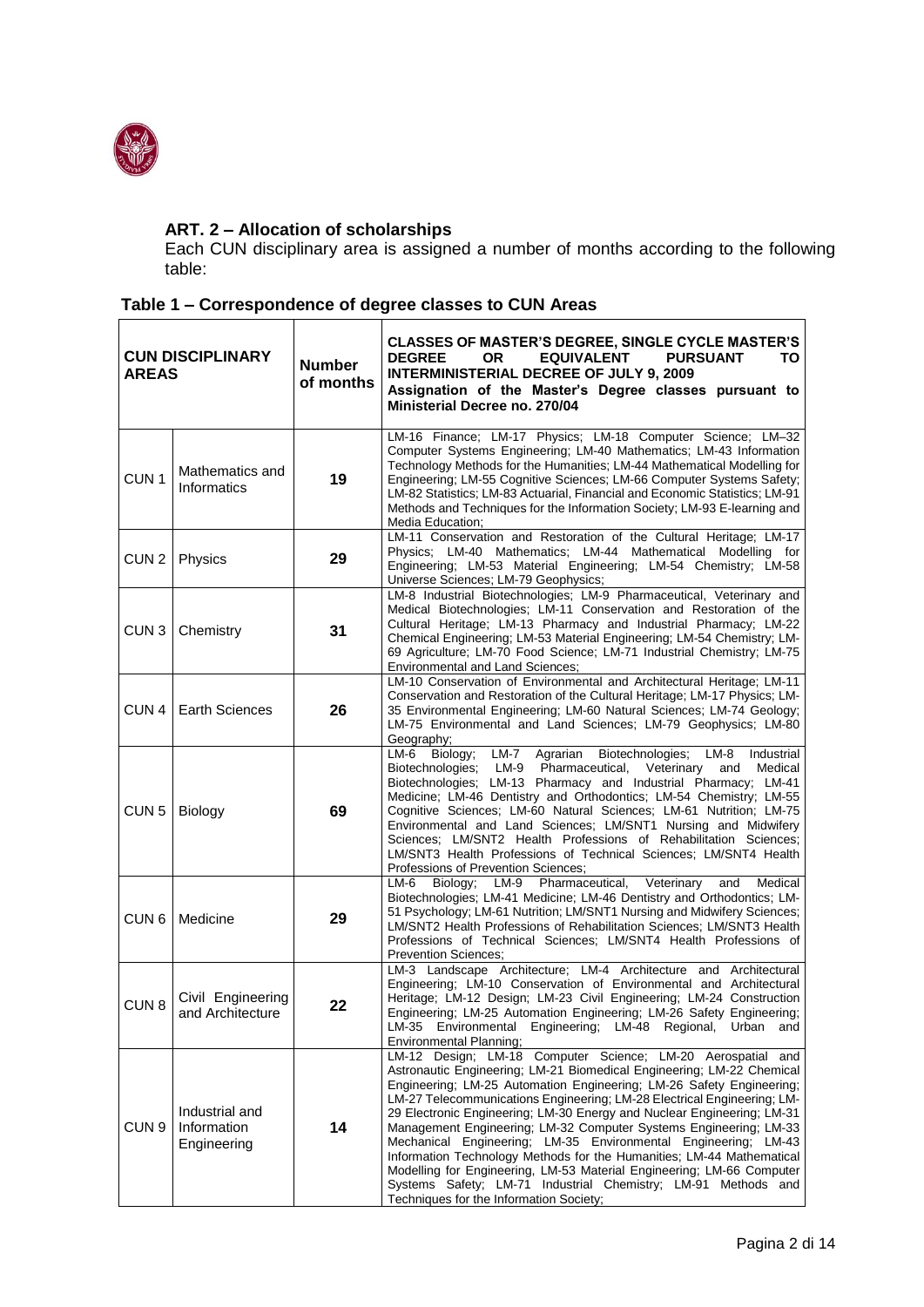### ART. 2 – Allocation of scholarships

Each CUN disciplinary area is assigned a number of months according to the following table:

**Table 1 – Correspondence of degree classes to CUN Areas**

| CUN DISCIPLINARY AREAS | | Number of months | CLASSES OF MASTER'S DEGREE, SINGLE CYCLE MASTER'S DEGREE OR EQUIVALENT PURSUANT TO INTERMINISTERIAL DECREE OF JULY 9, 2009 Assignation of the Master's Degree classes pursuant to Ministerial Decree no. 270/04 |
|---|---|---|---|
| CUN 1 | Mathematics and Informatics | 19 | LM-16 Finance; LM-17 Physics; LM-18 Computer Science; LM–32 Computer Systems Engineering; LM-40 Mathematics; LM-43 Information Technology Methods for the Humanities; LM-44 Mathematical Modelling for Engineering; LM-55 Cognitive Sciences; LM-66 Computer Systems Safety; LM-82 Statistics; LM-83 Actuarial, Financial and Economic Statistics; LM-91 Methods and Techniques for the Information Society; LM-93 E-learning and Media Education; |
| CUN 2 | Physics | 29 | LM-11 Conservation and Restoration of the Cultural Heritage; LM-17 Physics; LM-40 Mathematics; LM-44 Mathematical Modelling for Engineering; LM-53 Material Engineering; LM-54 Chemistry; LM-58 Universe Sciences; LM-79 Geophysics; |
| CUN 3 | Chemistry | 31 | LM-8 Industrial Biotechnologies; LM-9 Pharmaceutical, Veterinary and Medical Biotechnologies; LM-11 Conservation and Restoration of the Cultural Heritage; LM-13 Pharmacy and Industrial Pharmacy; LM-22 Chemical Engineering; LM-53 Material Engineering; LM-54 Chemistry; LM-69 Agriculture; LM-70 Food Science; LM-71 Industrial Chemistry; LM-75 Environmental and Land Sciences; |
| CUN 4 | Earth Sciences | 26 | LM-10 Conservation of Environmental and Architectural Heritage; LM-11 Conservation and Restoration of the Cultural Heritage; LM-17 Physics; LM-35 Environmental Engineering; LM-60 Natural Sciences; LM-74 Geology; LM-75 Environmental and Land Sciences; LM-79 Geophysics; LM-80 Geography; |
| CUN 5 | Biology | 69 | LM-6 Biology; LM-7 Agrarian Biotechnologies; LM-8 Industrial Biotechnologies; LM-9 Pharmaceutical, Veterinary and Medical Biotechnologies; LM-13 Pharmacy and Industrial Pharmacy; LM-41 Medicine; LM-46 Dentistry and Orthodontics; LM-54 Chemistry; LM-55 Cognitive Sciences; LM-60 Natural Sciences; LM-61 Nutrition; LM-75 Environmental and Land Sciences; LM/SNT1 Nursing and Midwifery Sciences; LM/SNT2 Health Professions of Rehabilitation Sciences; LM/SNT3 Health Professions of Technical Sciences; LM/SNT4 Health Professions of Prevention Sciences; |
| CUN 6 | Medicine | 29 | LM-6 Biology; LM-9 Pharmaceutical, Veterinary and Medical Biotechnologies; LM-41 Medicine; LM-46 Dentistry and Orthodontics; LM-51 Psychology; LM-61 Nutrition; LM/SNT1 Nursing and Midwifery Sciences; LM/SNT2 Health Professions of Rehabilitation Sciences; LM/SNT3 Health Professions of Technical Sciences; LM/SNT4 Health Professions of Prevention Sciences; |
| CUN 8 | Civil Engineering and Architecture | 22 | LM-3 Landscape Architecture; LM-4 Architecture and Architectural Engineering; LM-10 Conservation of Environmental and Architectural Heritage; LM-12 Design; LM-23 Civil Engineering; LM-24 Construction Engineering; LM-25 Automation Engineering; LM-26 Safety Engineering; LM-35 Environmental Engineering; LM-48 Regional, Urban and Environmental Planning; |
| CUN 9 | Industrial and Information Engineering | 14 | LM-12 Design; LM-18 Computer Science; LM-20 Aerospatial and Astronautic Engineering; LM-21 Biomedical Engineering; LM-22 Chemical Engineering; LM-25 Automation Engineering; LM-26 Safety Engineering; LM-27 Telecommunications Engineering; LM-28 Electrical Engineering; LM-29 Electronic Engineering; LM-30 Energy and Nuclear Engineering; LM-31 Management Engineering; LM-32 Computer Systems Engineering; LM-33 Mechanical Engineering; LM-35 Environmental Engineering; LM-43 Information Technology Methods for the Humanities; LM-44 Mathematical Modelling for Engineering; LM-53 Material Engineering; LM-66 Computer Systems Safety; LM-71 Industrial Chemistry; LM-91 Methods and Techniques for the Information Society; |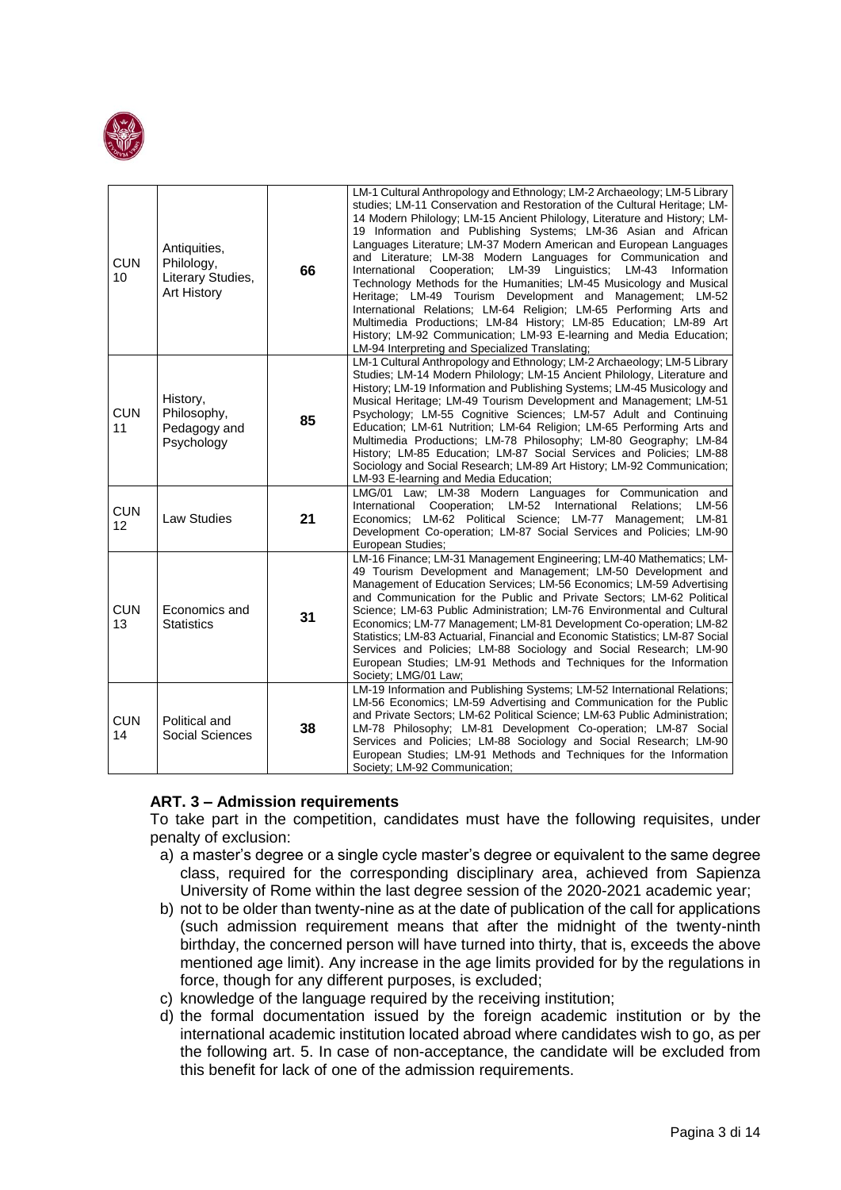| CUN 10 | Antiquities, Philology, Literary Studies, Art History | 66 | LM-1 Cultural Anthropology and Ethnology; LM-2 Archaeology; LM-5 Library studies; LM-11 Conservation and Restoration of the Cultural Heritage; LM-14 Modern Philology; LM-15 Ancient Philology, Literature and History; LM-19 Information and Publishing Systems; LM-36 Asian and African Languages Literature; LM-37 Modern American and European Languages and Literature; LM-38 Modern Languages for Communication and International Cooperation; LM-39 Linguistics; LM-43 Information Technology Methods for the Humanities; LM-45 Musicology and Musical Heritage; LM-49 Tourism Development and Management; LM-52 International Relations; LM-64 Religion; LM-65 Performing Arts and Multimedia Productions; LM-84 History; LM-85 Education; LM-89 Art History; LM-92 Communication; LM-93 E-learning and Media Education; LM-94 Interpreting and Specialized Translating; |
|---|---|---|---|
| CUN 11 | History, Philosophy, Pedagogy and Psychology | 85 | LM-1 Cultural Anthropology and Ethnology; LM-2 Archaeology; LM-5 Library Studies; LM-14 Modern Philology; LM-15 Ancient Philology, Literature and History; LM-19 Information and Publishing Systems; LM-45 Musicology and Musical Heritage; LM-49 Tourism Development and Management; LM-51 Psychology; LM-55 Cognitive Sciences; LM-57 Adult and Continuing Education; LM-61 Nutrition; LM-64 Religion; LM-65 Performing Arts and Multimedia Productions; LM-78 Philosophy; LM-80 Geography; LM-84 History; LM-85 Education; LM-87 Social Services and Policies; LM-88 Sociology and Social Research; LM-89 Art History; LM-92 Communication; LM-93 E-learning and Media Education; |
| CUN 12 | Law Studies | 21 | LMG/01 Law; LM-38 Modern Languages for Communication and International Cooperation; LM-52 International Relations; LM-56 Economics; LM-62 Political Science; LM-77 Management; LM-81 Development Co-operation; LM-87 Social Services and Policies; LM-90 European Studies; |
| CUN 13 | Economics and Statistics | 31 | LM-16 Finance; LM-31 Management Engineering; LM-40 Mathematics; LM-49 Tourism Development and Management; LM-50 Development and Management of Education Services; LM-56 Economics; LM-59 Advertising and Communication for the Public and Private Sectors; LM-62 Political Science; LM-63 Public Administration; LM-76 Environmental and Cultural Economics; LM-77 Management; LM-81 Development Co-operation; LM-82 Statistics; LM-83 Actuarial, Financial and Economic Statistics; LM-87 Social Services and Policies; LM-88 Sociology and Social Research; LM-90 European Studies; LM-91 Methods and Techniques for the Information Society; LMG/01 Law; |
| CUN 14 | Political and Social Sciences | 38 | LM-19 Information and Publishing Systems; LM-52 International Relations; LM-56 Economics; LM-59 Advertising and Communication for the Public and Private Sectors; LM-62 Political Science; LM-63 Public Administration; LM-78 Philosophy; LM-81 Development Co-operation; LM-87 Social Services and Policies; LM-88 Sociology and Social Research; LM-90 European Studies; LM-91 Methods and Techniques for the Information Society; LM-92 Communication; |

### ART. 3 – Admission requirements

To take part in the competition, candidates must have the following requisites, under penalty of exclusion:

a) a master's degree or a single cycle master's degree or equivalent to the same degree class, required for the corresponding disciplinary area, achieved from Sapienza University of Rome within the last degree session of the 2020-2021 academic year;
b) not to be older than twenty-nine as at the date of publication of the call for applications (such admission requirement means that after the midnight of the twenty-ninth birthday, the concerned person will have turned into thirty, that is, exceeds the above mentioned age limit). Any increase in the age limits provided for by the regulations in force, though for any different purposes, is excluded;
c) knowledge of the language required by the receiving institution;
d) the formal documentation issued by the foreign academic institution or by the international academic institution located abroad where candidates wish to go, as per the following art. 5. In case of non-acceptance, the candidate will be excluded from this benefit for lack of one of the admission requirements.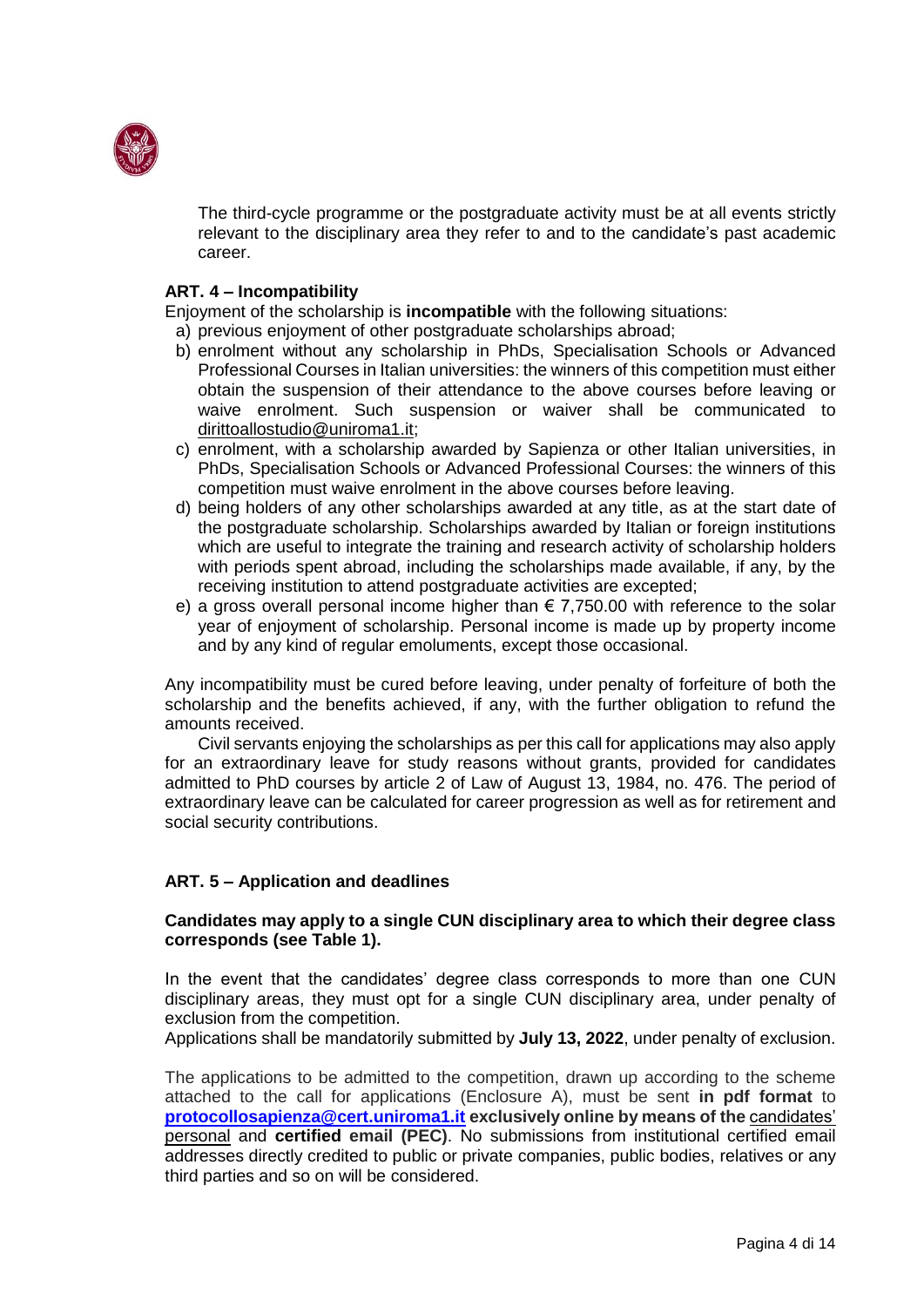The third-cycle programme or the postgraduate activity must be at all events strictly relevant to the disciplinary area they refer to and to the candidate's past academic career.

**ART. 4 – Incompatibility**

Enjoyment of the scholarship is **incompatible** with the following situations:

a) previous enjoyment of other postgraduate scholarships abroad;
b) enrolment without any scholarship in PhDs, Specialisation Schools or Advanced Professional Courses in Italian universities: the winners of this competition must either obtain the suspension of their attendance to the above courses before leaving or waive enrolment. Such suspension or waiver shall be communicated to dirittoallostudio@uniroma1.it;
c) enrolment, with a scholarship awarded by Sapienza or other Italian universities, in PhDs, Specialisation Schools or Advanced Professional Courses: the winners of this competition must waive enrolment in the above courses before leaving.
d) being holders of any other scholarships awarded at any title, as at the start date of the postgraduate scholarship. Scholarships awarded by Italian or foreign institutions which are useful to integrate the training and research activity of scholarship holders with periods spent abroad, including the scholarships made available, if any, by the receiving institution to attend postgraduate activities are excepted;
e) a gross overall personal income higher than € 7,750.00 with reference to the solar year of enjoyment of scholarship. Personal income is made up by property income and by any kind of regular emoluments, except those occasional.

Any incompatibility must be cured before leaving, under penalty of forfeiture of both the scholarship and the benefits achieved, if any, with the further obligation to refund the amounts received.

Civil servants enjoying the scholarships as per this call for applications may also apply for an extraordinary leave for study reasons without grants, provided for candidates admitted to PhD courses by article 2 of Law of August 13, 1984, no. 476. The period of extraordinary leave can be calculated for career progression as well as for retirement and social security contributions.

**ART. 5 – Application and deadlines**

**Candidates may apply to a single CUN disciplinary area to which their degree class corresponds (see Table 1).**

In the event that the candidates' degree class corresponds to more than one CUN disciplinary areas, they must opt for a single CUN disciplinary area, under penalty of exclusion from the competition.

Applications shall be mandatorily submitted by **July 13, 2022**, under penalty of exclusion.

The applications to be admitted to the competition, drawn up according to the scheme attached to the call for applications (Enclosure A), must be sent **in pdf format** to **protocollosapienza@cert.uniroma1.it** **exclusively online by means of the** candidates' personal and **certified email (PEC)**. No submissions from institutional certified email addresses directly credited to public or private companies, public bodies, relatives or any third parties and so on will be considered.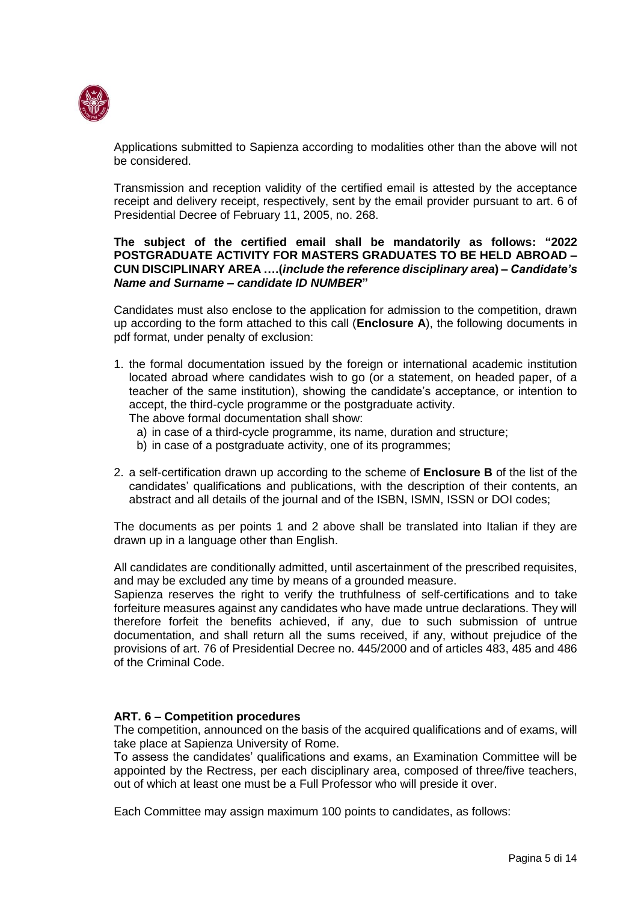Applications submitted to Sapienza according to modalities other than the above will not be considered.

Transmission and reception validity of the certified email is attested by the acceptance receipt and delivery receipt, respectively, sent by the email provider pursuant to art. 6 of Presidential Decree of February 11, 2005, no. 268.

**The subject of the certified email shall be mandatorily as follows: "2022 POSTGRADUATE ACTIVITY FOR MASTERS GRADUATES TO BE HELD ABROAD – CUN DISCIPLINARY AREA ….(*include the reference disciplinary area*) – *Candidate's Name and Surname – candidate ID NUMBER*"**

Candidates must also enclose to the application for admission to the competition, drawn up according to the form attached to this call (**Enclosure A**), the following documents in pdf format, under penalty of exclusion:

1. the formal documentation issued by the foreign or international academic institution located abroad where candidates wish to go (or a statement, on headed paper, of a teacher of the same institution), showing the candidate's acceptance, or intention to accept, the third-cycle programme or the postgraduate activity.
   The above formal documentation shall show:
   a) in case of a third-cycle programme, its name, duration and structure;
   b) in case of a postgraduate activity, one of its programmes;
2. a self-certification drawn up according to the scheme of **Enclosure B** of the list of the candidates' qualifications and publications, with the description of their contents, an abstract and all details of the journal and of the ISBN, ISMN, ISSN or DOI codes;

The documents as per points 1 and 2 above shall be translated into Italian if they are drawn up in a language other than English.

All candidates are conditionally admitted, until ascertainment of the prescribed requisites, and may be excluded any time by means of a grounded measure.
Sapienza reserves the right to verify the truthfulness of self-certifications and to take forfeiture measures against any candidates who have made untrue declarations. They will therefore forfeit the benefits achieved, if any, due to such submission of untrue documentation, and shall return all the sums received, if any, without prejudice of the provisions of art. 76 of Presidential Decree no. 445/2000 and of articles 483, 485 and 486 of the Criminal Code.

**ART. 6 – Competition procedures**

The competition, announced on the basis of the acquired qualifications and of exams, will take place at Sapienza University of Rome.
To assess the candidates' qualifications and exams, an Examination Committee will be appointed by the Rectress, per each disciplinary area, composed of three/five teachers, out of which at least one must be a Full Professor who will preside it over.

Each Committee may assign maximum 100 points to candidates, as follows: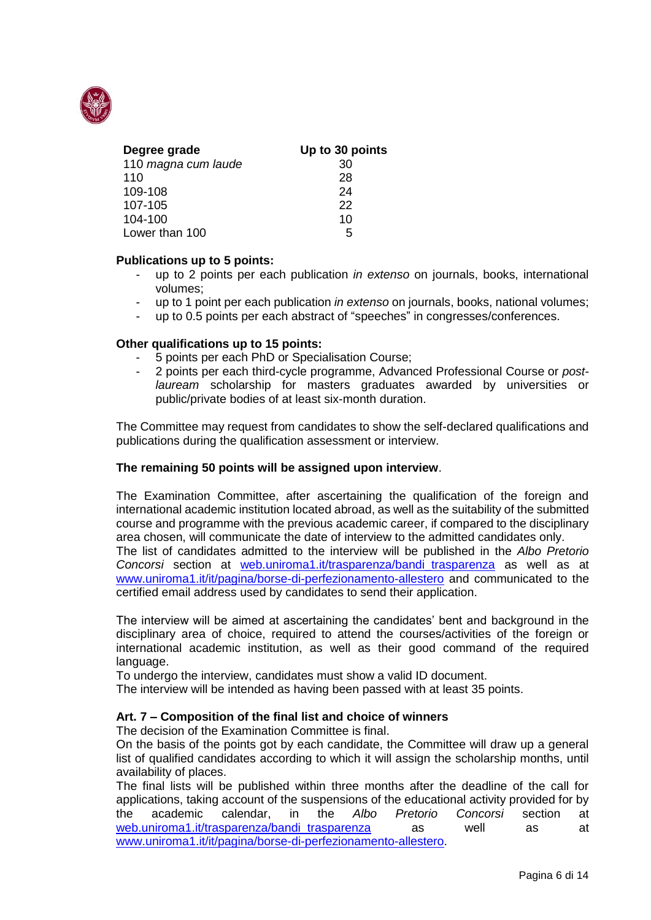| Degree grade | Up to 30 points |
|---|---|
| 110 *magna cum laude* | 30 |
| 110 | 28 |
| 109-108 | 24 |
| 107-105 | 22 |
| 104-100 | 10 |
| Lower than 100 | 5 |

**Publications up to 5 points:**

- up to 2 points per each publication *in extenso* on journals, books, international volumes;
- up to 1 point per each publication *in extenso* on journals, books, national volumes;
- up to 0.5 points per each abstract of "speeches" in congresses/conferences.

**Other qualifications up to 15 points:**

- 5 points per each PhD or Specialisation Course;
- 2 points per each third-cycle programme, Advanced Professional Course or *post-lauream* scholarship for masters graduates awarded by universities or public/private bodies of at least six-month duration.

The Committee may request from candidates to show the self-declared qualifications and publications during the qualification assessment or interview.

**The remaining 50 points will be assigned upon interview**.

The Examination Committee, after ascertaining the qualification of the foreign and international academic institution located abroad, as well as the suitability of the submitted course and programme with the previous academic career, if compared to the disciplinary area chosen, will communicate the date of interview to the admitted candidates only.
The list of candidates admitted to the interview will be published in the *Albo Pretorio Concorsi* section at web.uniroma1.it/trasparenza/bandi_trasparenza as well as at www.uniroma1.it/it/pagina/borse-di-perfezionamento-allestero and communicated to the certified email address used by candidates to send their application.

The interview will be aimed at ascertaining the candidates' bent and background in the disciplinary area of choice, required to attend the courses/activities of the foreign or international academic institution, as well as their good command of the required language.
To undergo the interview, candidates must show a valid ID document.
The interview will be intended as having been passed with at least 35 points.

**Art. 7 – Composition of the final list and choice of winners**

The decision of the Examination Committee is final.
On the basis of the points got by each candidate, the Committee will draw up a general list of qualified candidates according to which it will assign the scholarship months, until availability of places.
The final lists will be published within three months after the deadline of the call for applications, taking account of the suspensions of the educational activity provided for by the academic calendar, in the *Albo Pretorio Concorsi* section at web.uniroma1.it/trasparenza/bandi_trasparenza as well as at www.uniroma1.it/it/pagina/borse-di-perfezionamento-allestero.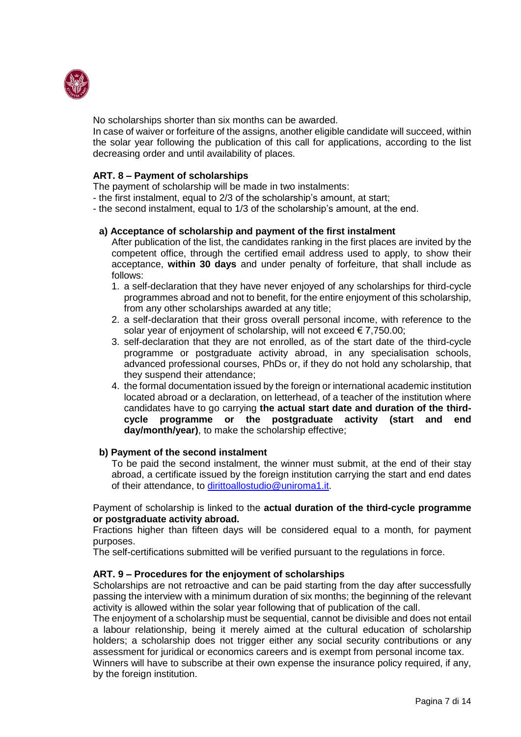No scholarships shorter than six months can be awarded.

In case of waiver or forfeiture of the assigns, another eligible candidate will succeed, within the solar year following the publication of this call for applications, according to the list decreasing order and until availability of places.

**ART. 8 – Payment of scholarships**

The payment of scholarship will be made in two instalments:

- the first instalment, equal to 2/3 of the scholarship's amount, at start;
- the second instalment, equal to 1/3 of the scholarship's amount, at the end.

**a) Acceptance of scholarship and payment of the first instalment**

After publication of the list, the candidates ranking in the first places are invited by the competent office, through the certified email address used to apply, to show their acceptance, **within 30 days** and under penalty of forfeiture, that shall include as follows:

1. a self-declaration that they have never enjoyed of any scholarships for third-cycle programmes abroad and not to benefit, for the entire enjoyment of this scholarship, from any other scholarships awarded at any title;
2. a self-declaration that their gross overall personal income, with reference to the solar year of enjoyment of scholarship, will not exceed € 7,750.00;
3. self-declaration that they are not enrolled, as of the start date of the third-cycle programme or postgraduate activity abroad, in any specialisation schools, advanced professional courses, PhDs or, if they do not hold any scholarship, that they suspend their attendance;
4. the formal documentation issued by the foreign or international academic institution located abroad or a declaration, on letterhead, of a teacher of the institution where candidates have to go carrying **the actual start date and duration of the third-cycle programme or the postgraduate activity (start and end day/month/year)**, to make the scholarship effective;

**b) Payment of the second instalment**

To be paid the second instalment, the winner must submit, at the end of their stay abroad, a certificate issued by the foreign institution carrying the start and end dates of their attendance, to dirittoallostudio@uniroma1.it.

Payment of scholarship is linked to the **actual duration of the third-cycle programme or postgraduate activity abroad.**

Fractions higher than fifteen days will be considered equal to a month, for payment purposes.

The self-certifications submitted will be verified pursuant to the regulations in force.

**ART. 9 – Procedures for the enjoyment of scholarships**

Scholarships are not retroactive and can be paid starting from the day after successfully passing the interview with a minimum duration of six months; the beginning of the relevant activity is allowed within the solar year following that of publication of the call.

The enjoyment of a scholarship must be sequential, cannot be divisible and does not entail a labour relationship, being it merely aimed at the cultural education of scholarship holders; a scholarship does not trigger either any social security contributions or any assessment for juridical or economics careers and is exempt from personal income tax.

Winners will have to subscribe at their own expense the insurance policy required, if any, by the foreign institution.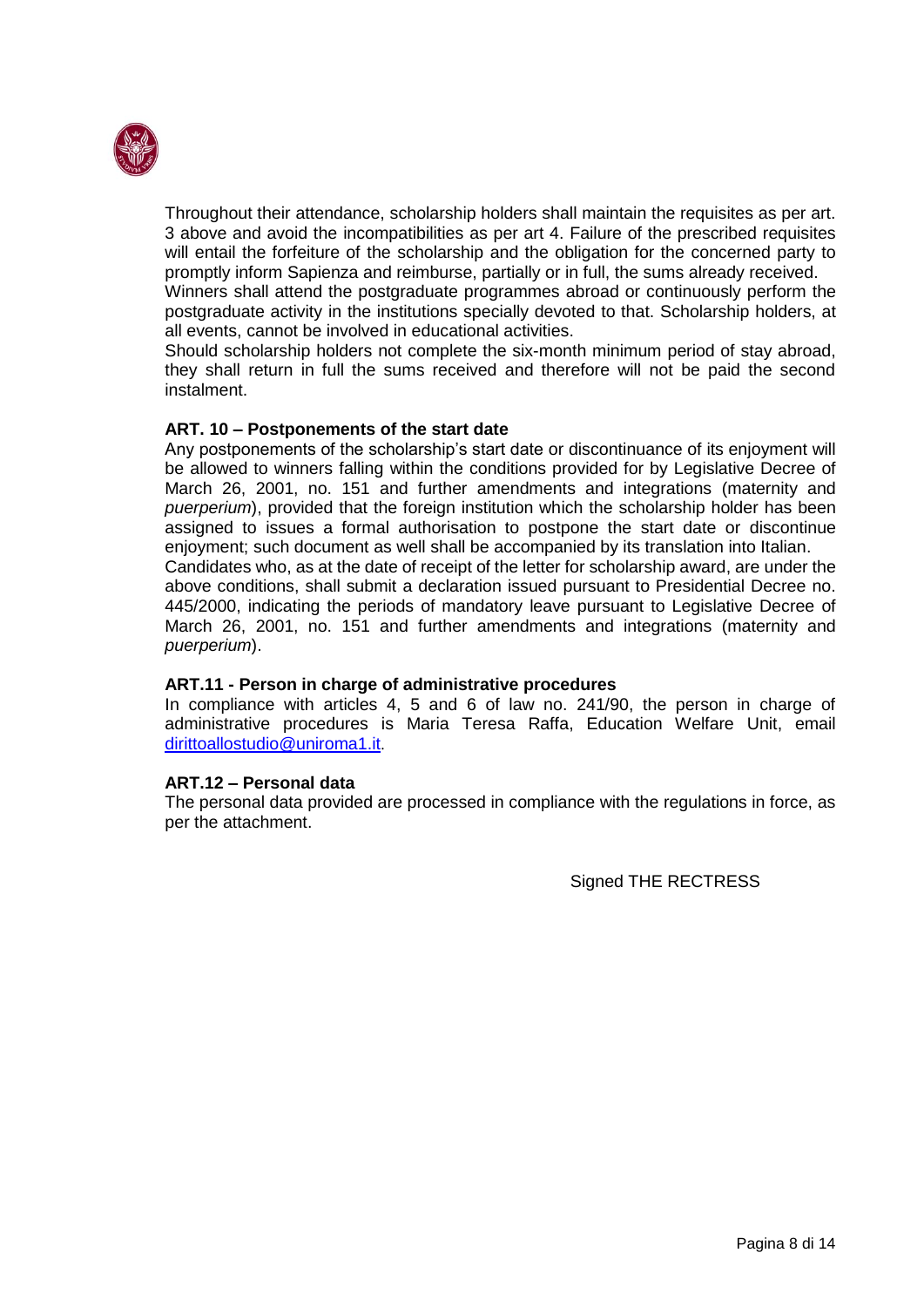Throughout their attendance, scholarship holders shall maintain the requisites as per art. 3 above and avoid the incompatibilities as per art 4. Failure of the prescribed requisites will entail the forfeiture of the scholarship and the obligation for the concerned party to promptly inform Sapienza and reimburse, partially or in full, the sums already received.
Winners shall attend the postgraduate programmes abroad or continuously perform the postgraduate activity in the institutions specially devoted to that. Scholarship holders, at all events, cannot be involved in educational activities.
Should scholarship holders not complete the six-month minimum period of stay abroad, they shall return in full the sums received and therefore will not be paid the second instalment.

**ART. 10 – Postponements of the start date**

Any postponements of the scholarship's start date or discontinuance of its enjoyment will be allowed to winners falling within the conditions provided for by Legislative Decree of March 26, 2001, no. 151 and further amendments and integrations (maternity and *puerperium*), provided that the foreign institution which the scholarship holder has been assigned to issues a formal authorisation to postpone the start date or discontinue enjoyment; such document as well shall be accompanied by its translation into Italian.
Candidates who, as at the date of receipt of the letter for scholarship award, are under the above conditions, shall submit a declaration issued pursuant to Presidential Decree no. 445/2000, indicating the periods of mandatory leave pursuant to Legislative Decree of March 26, 2001, no. 151 and further amendments and integrations (maternity and *puerperium*).

**ART.11 - Person in charge of administrative procedures**

In compliance with articles 4, 5 and 6 of law no. 241/90, the person in charge of administrative procedures is Maria Teresa Raffa, Education Welfare Unit, email dirittoallostudio@uniroma1.it.

**ART.12 – Personal data**

The personal data provided are processed in compliance with the regulations in force, as per the attachment.

Signed THE RECTRESS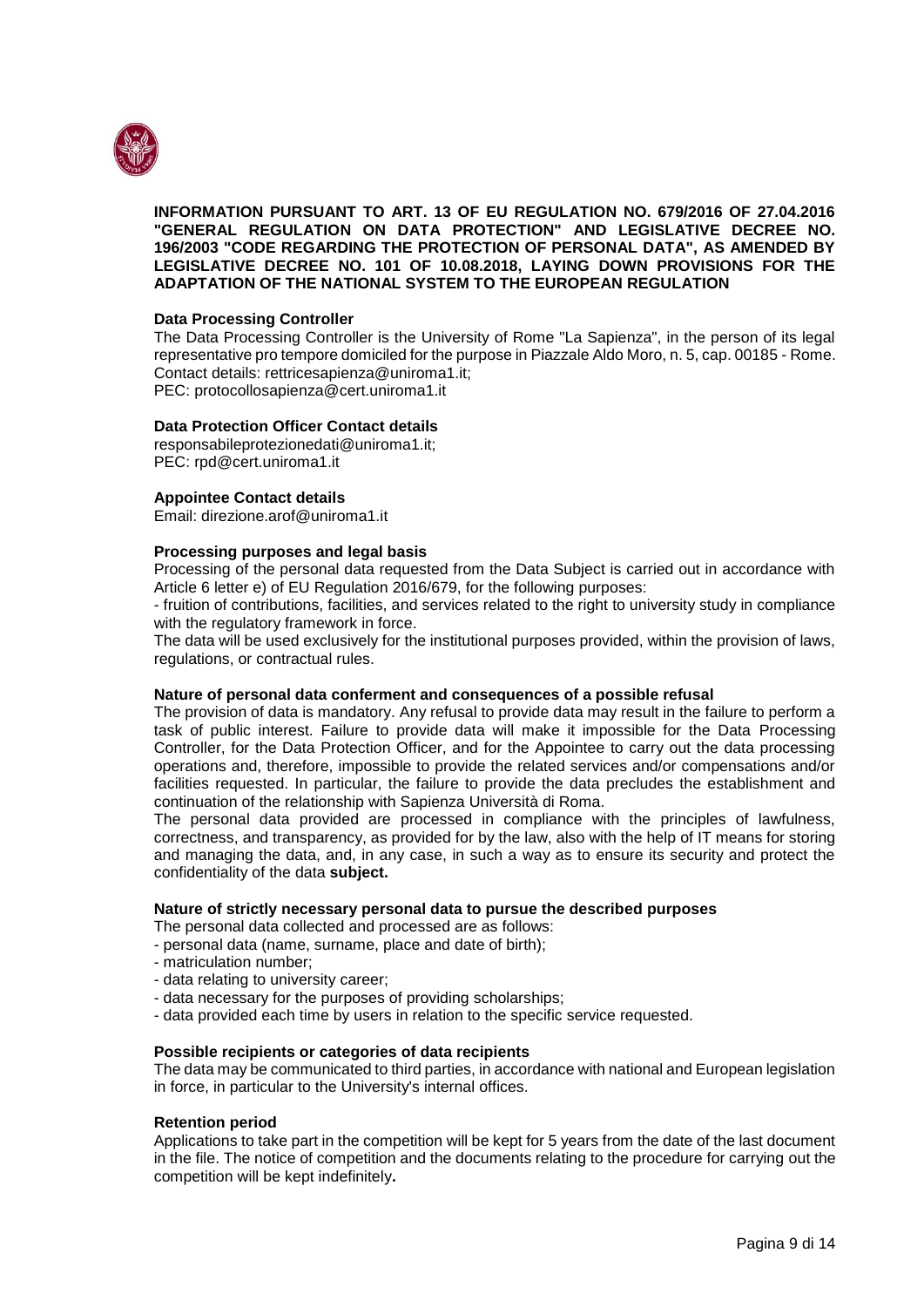**INFORMATION PURSUANT TO ART. 13 OF EU REGULATION NO. 679/2016 OF 27.04.2016 "GENERAL REGULATION ON DATA PROTECTION" AND LEGISLATIVE DECREE NO. 196/2003 "CODE REGARDING THE PROTECTION OF PERSONAL DATA", AS AMENDED BY LEGISLATIVE DECREE NO. 101 OF 10.08.2018, LAYING DOWN PROVISIONS FOR THE ADAPTATION OF THE NATIONAL SYSTEM TO THE EUROPEAN REGULATION**

**Data Processing Controller**

The Data Processing Controller is the University of Rome "La Sapienza", in the person of its legal representative pro tempore domiciled for the purpose in Piazzale Aldo Moro, n. 5, cap. 00185 - Rome. Contact details: rettricesapienza@uniroma1.it;
PEC: protocollosapienza@cert.uniroma1.it

**Data Protection Officer Contact details**

responsabileprotezionedati@uniroma1.it;
PEC: rpd@cert.uniroma1.it

**Appointee Contact details**

Email: direzione.arof@uniroma1.it

**Processing purposes and legal basis**

Processing of the personal data requested from the Data Subject is carried out in accordance with Article 6 letter e) of EU Regulation 2016/679, for the following purposes:

- fruition of contributions, facilities, and services related to the right to university study in compliance with the regulatory framework in force.

The data will be used exclusively for the institutional purposes provided, within the provision of laws, regulations, or contractual rules.

**Nature of personal data conferment and consequences of a possible refusal**

The provision of data is mandatory. Any refusal to provide data may result in the failure to perform a task of public interest. Failure to provide data will make it impossible for the Data Processing Controller, for the Data Protection Officer, and for the Appointee to carry out the data processing operations and, therefore, impossible to provide the related services and/or compensations and/or facilities requested. In particular, the failure to provide the data precludes the establishment and continuation of the relationship with Sapienza Università di Roma.

The personal data provided are processed in compliance with the principles of lawfulness, correctness, and transparency, as provided for by the law, also with the help of IT means for storing and managing the data, and, in any case, in such a way as to ensure its security and protect the confidentiality of the data **subject.**

**Nature of strictly necessary personal data to pursue the described purposes**

The personal data collected and processed are as follows:

- personal data (name, surname, place and date of birth);
- matriculation number;
- data relating to university career;
- data necessary for the purposes of providing scholarships;
- data provided each time by users in relation to the specific service requested.

**Possible recipients or categories of data recipients**

The data may be communicated to third parties, in accordance with national and European legislation in force, in particular to the University's internal offices.

**Retention period**

Applications to take part in the competition will be kept for 5 years from the date of the last document in the file. The notice of competition and the documents relating to the procedure for carrying out the competition will be kept indefinitely**.**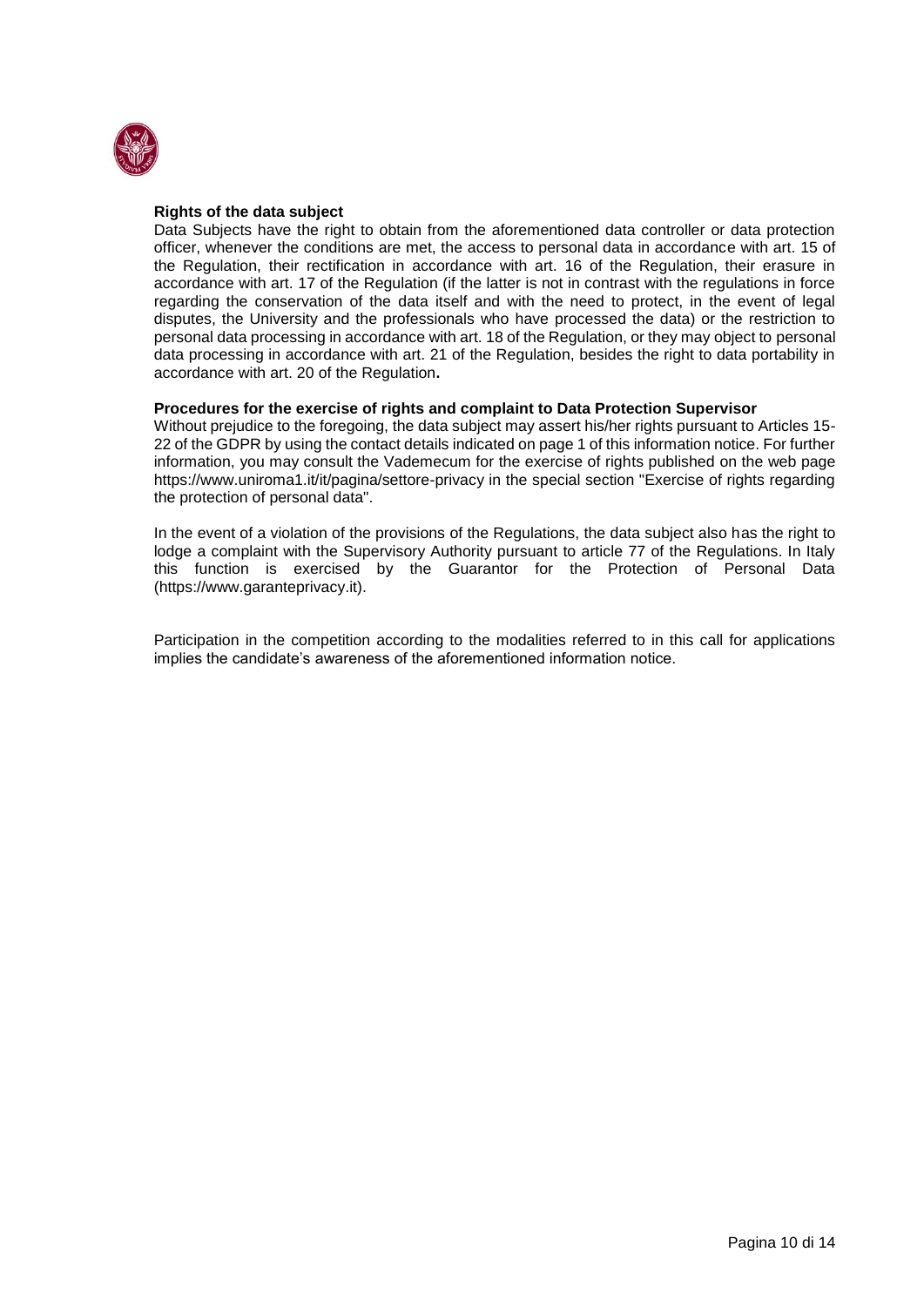**Rights of the data subject**

Data Subjects have the right to obtain from the aforementioned data controller or data protection officer, whenever the conditions are met, the access to personal data in accordance with art. 15 of the Regulation, their rectification in accordance with art. 16 of the Regulation, their erasure in accordance with art. 17 of the Regulation (if the latter is not in contrast with the regulations in force regarding the conservation of the data itself and with the need to protect, in the event of legal disputes, the University and the professionals who have processed the data) or the restriction to personal data processing in accordance with art. 18 of the Regulation, or they may object to personal data processing in accordance with art. 21 of the Regulation, besides the right to data portability in accordance with art. 20 of the Regulation**.**

**Procedures for the exercise of rights and complaint to Data Protection Supervisor**

Without prejudice to the foregoing, the data subject may assert his/her rights pursuant to Articles 15-22 of the GDPR by using the contact details indicated on page 1 of this information notice. For further information, you may consult the Vademecum for the exercise of rights published on the web page https://www.uniroma1.it/it/pagina/settore-privacy in the special section "Exercise of rights regarding the protection of personal data".

In the event of a violation of the provisions of the Regulations, the data subject also has the right to lodge a complaint with the Supervisory Authority pursuant to article 77 of the Regulations. In Italy this function is exercised by the Guarantor for the Protection of Personal Data (https://www.garanteprivacy.it).

Participation in the competition according to the modalities referred to in this call for applications implies the candidate's awareness of the aforementioned information notice.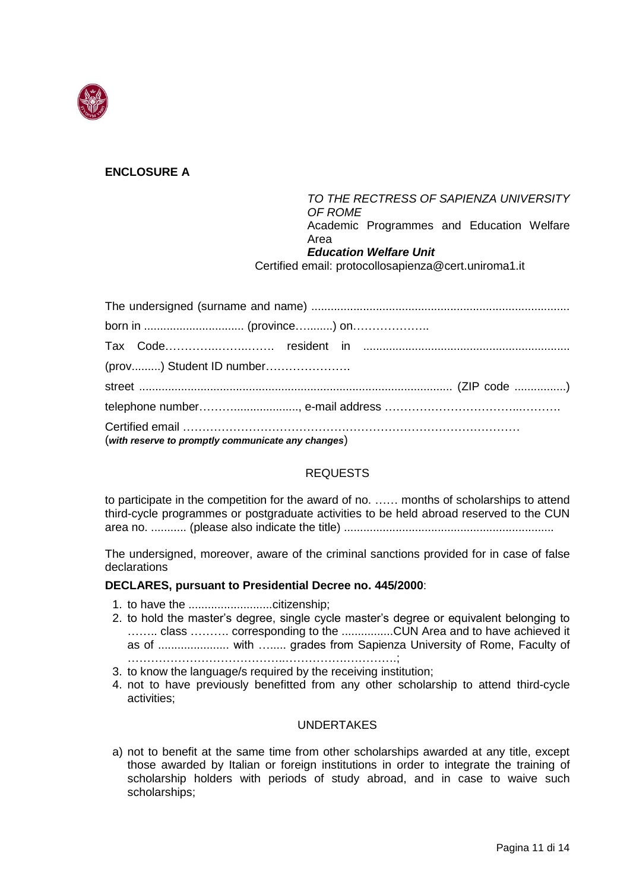**ENCLOSURE A**

*TO THE RECTRESS OF SAPIENZA UNIVERSITY OF ROME*
Academic Programmes and Education Welfare Area
***Education Welfare Unit***
Certified email: protocollosapienza@cert.uniroma1.it

The undersigned (surname and name) ................................................................................

born in ............................... (province…........) on………………..

Tax Code…………..……..……. resident in ................................................................

(prov.........) Student ID number………………….

street ............................................................................................... (ZIP code ................)

telephone number………...................., e-mail address ……………………………..……….

Certified email ……………………………………………………………………………
(***with reserve to promptly communicate any changes***)

REQUESTS

to participate in the competition for the award of no. …… months of scholarships to attend third-cycle programmes or postgraduate activities to be held abroad reserved to the CUN area no. ........... (please also indicate the title) .................................................................

The undersigned, moreover, aware of the criminal sanctions provided for in case of false declarations

**DECLARES, pursuant to Presidential Decree no. 445/2000**:

1. to have the ..........................citizenship;
2. to hold the master's degree, single cycle master's degree or equivalent belonging to …….. class ………. corresponding to the ................CUN Area and to have achieved it as of ...................... with …..... grades from Sapienza University of Rome, Faculty of ……………………………………..……………….………..;
3. to know the language/s required by the receiving institution;
4. not to have previously benefitted from any other scholarship to attend third-cycle activities;

UNDERTAKES

a) not to benefit at the same time from other scholarships awarded at any title, except those awarded by Italian or foreign institutions in order to integrate the training of scholarship holders with periods of study abroad, and in case to waive such scholarships;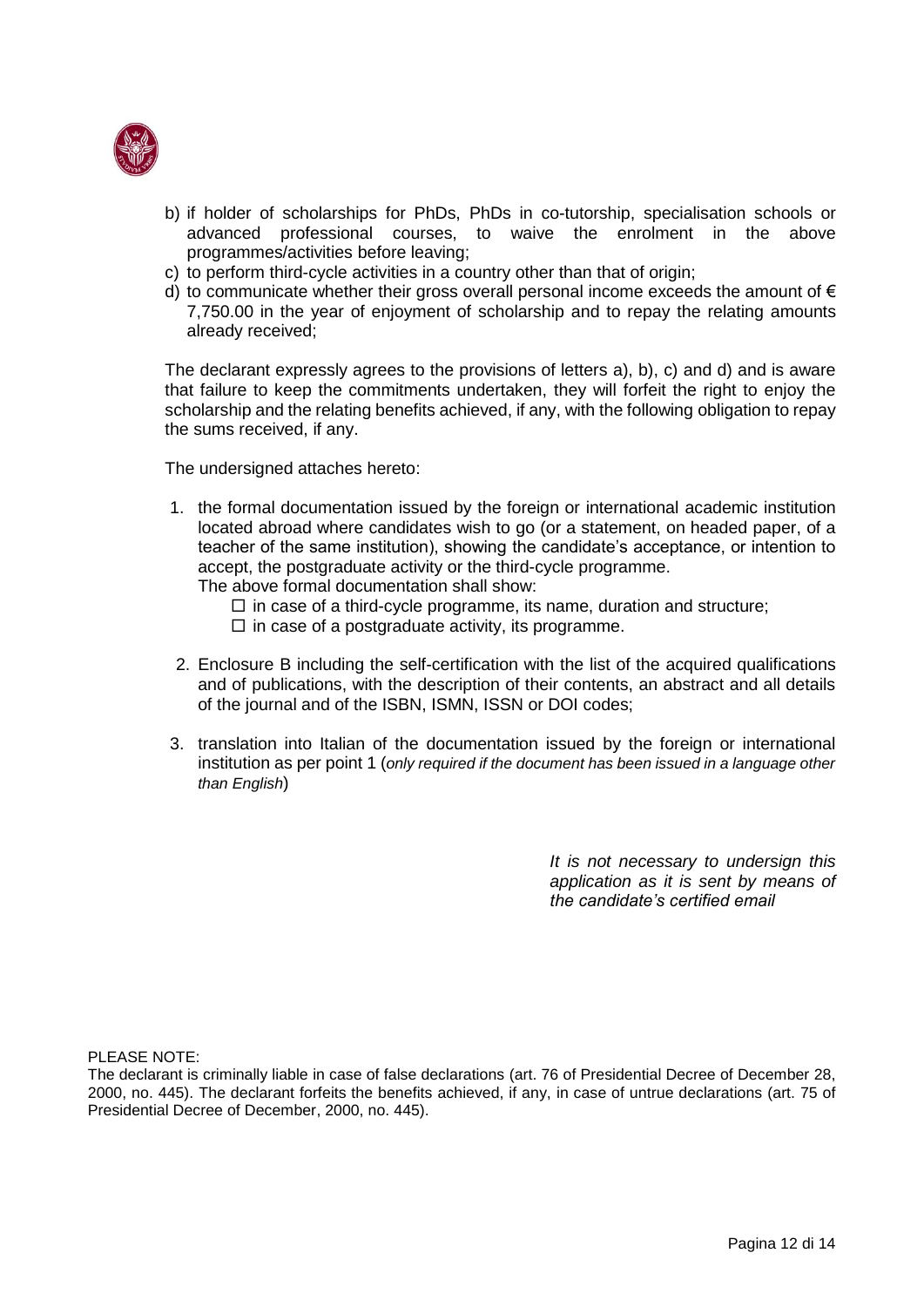b) if holder of scholarships for PhDs, PhDs in co-tutorship, specialisation schools or advanced professional courses, to waive the enrolment in the above programmes/activities before leaving;
c) to perform third-cycle activities in a country other than that of origin;
d) to communicate whether their gross overall personal income exceeds the amount of € 7,750.00 in the year of enjoyment of scholarship and to repay the relating amounts already received;

The declarant expressly agrees to the provisions of letters a), b), c) and d) and is aware that failure to keep the commitments undertaken, they will forfeit the right to enjoy the scholarship and the relating benefits achieved, if any, with the following obligation to repay the sums received, if any.

The undersigned attaches hereto:

1. the formal documentation issued by the foreign or international academic institution located abroad where candidates wish to go (or a statement, on headed paper, of a teacher of the same institution), showing the candidate's acceptance, or intention to accept, the postgraduate activity or the third-cycle programme.
   The above formal documentation shall show:
   - ☐ in case of a third-cycle programme, its name, duration and structure;
   - ☐ in case of a postgraduate activity, its programme.
2. Enclosure B including the self-certification with the list of the acquired qualifications and of publications, with the description of their contents, an abstract and all details of the journal and of the ISBN, ISMN, ISSN or DOI codes;
3. translation into Italian of the documentation issued by the foreign or international institution as per point 1 (*only required if the document has been issued in a language other than English*)

*It is not necessary to undersign this application as it is sent by means of the candidate's certified email*

PLEASE NOTE:
The declarant is criminally liable in case of false declarations (art. 76 of Presidential Decree of December 28, 2000, no. 445). The declarant forfeits the benefits achieved, if any, in case of untrue declarations (art. 75 of Presidential Decree of December, 2000, no. 445).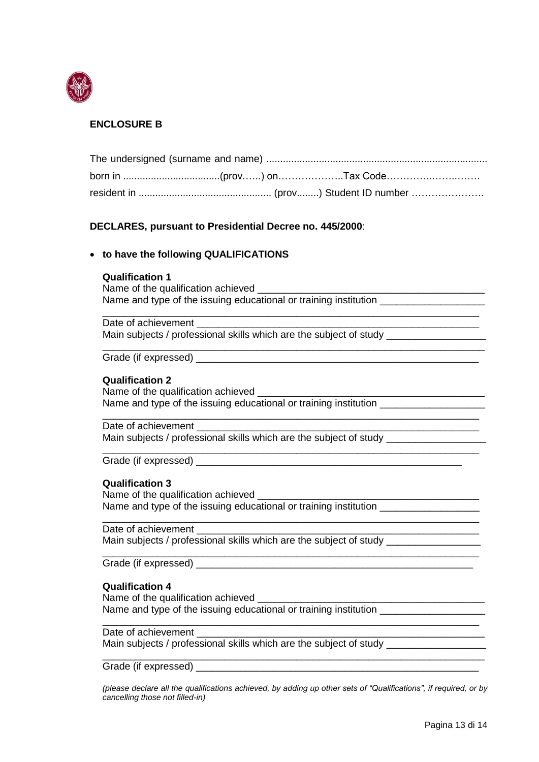**ENCLOSURE B**

The undersigned (surname and name) ...............................................................................
born in ..................................(prov…...) on………………..Tax Code…………..……..…….
resident in ................................................ (prov........) Student ID number ………………….

**DECLARES, pursuant to Presidential Decree no. 445/2000**:

- **to have the following QUALIFICATIONS**

  **Qualification 1**
  Name of the qualification achieved ________________________________________
  Name and type of the issuing educational or training institution ___________________
  ______________________________________________________________________
  Date of achievement _____________________________________________________
  Main subjects / professional skills which are the subject of study __________________
  ______________________________________________________________________
  Grade (if expressed) _____________________________________________________

  **Qualification 2**
  Name of the qualification achieved ________________________________________
  Name and type of the issuing educational or training institution ___________________
  ______________________________________________________________________
  Date of achievement _____________________________________________________
  Main subjects / professional skills which are the subject of study __________________
  ______________________________________________________________________
  Grade (if expressed) __________________________________________________

  **Qualification 3**
  Name of the qualification achieved _______________________________________
  Name and type of the issuing educational or training institution __________________
  ______________________________________________________________________
  Date of achievement _____________________________________________________
  Main subjects / professional skills which are the subject of study _________________
  ______________________________________________________________________
  Grade (if expressed) ____________________________________________________

  **Qualification 4**
  Name of the qualification achieved ________________________________________
  Name and type of the issuing educational or training institution ___________________
  ______________________________________________________________________
  Date of achievement ______________________________________________________
  Main subjects / professional skills which are the subject of study __________________
  ______________________________________________________________________
  Grade (if expressed) _____________________________________________________

  *(please declare all the qualifications achieved, by adding up other sets of "Qualifications", if required, or by cancelling those not filled-in)*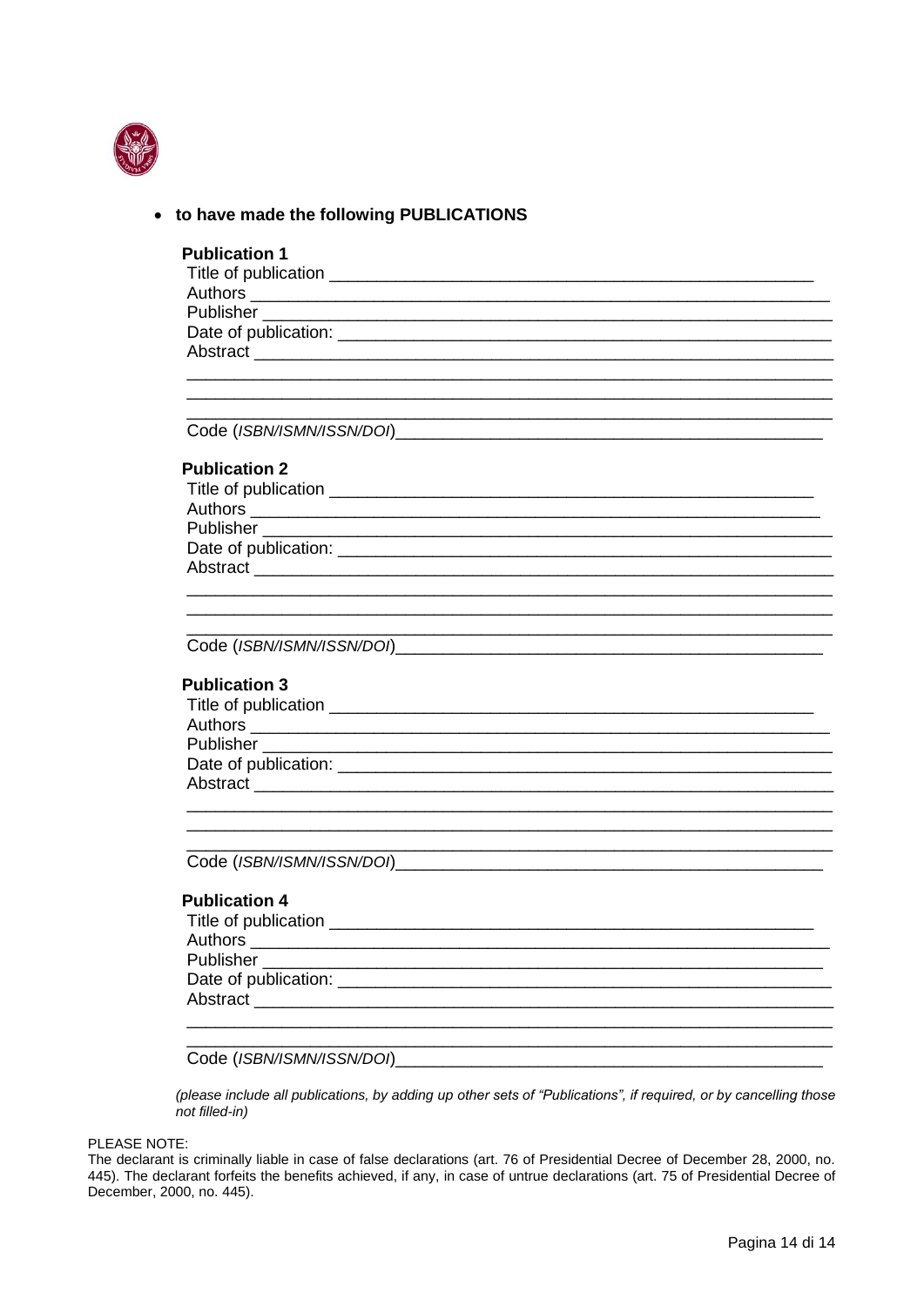- **to have made the following PUBLICATIONS**

**Publication 1**
Title of publication ______________________________________________
Authors ______________________________________________
Publisher ______________________________________________
Date of publication: ______________________________________________
Abstract ______________________________________________
______________________________________________
______________________________________________
______________________________________________
Code (*ISBN/ISMN/ISSN/DOI*)______________________________________________

**Publication 2**
Title of publication ______________________________________________
Authors ______________________________________________
Publisher ______________________________________________
Date of publication: ______________________________________________
Abstract ______________________________________________
______________________________________________
______________________________________________
______________________________________________
Code (*ISBN/ISMN/ISSN/DOI*)______________________________________________

**Publication 3**
Title of publication ______________________________________________
Authors ______________________________________________
Publisher ______________________________________________
Date of publication: ______________________________________________
Abstract ______________________________________________
______________________________________________
______________________________________________
______________________________________________
Code (*ISBN/ISMN/ISSN/DOI*)______________________________________________

**Publication 4**
Title of publication ______________________________________________
Authors ______________________________________________
Publisher ______________________________________________
Date of publication: ______________________________________________
Abstract ______________________________________________
______________________________________________
______________________________________________
Code (*ISBN/ISMN/ISSN/DOI*)______________________________________________

*(please include all publications, by adding up other sets of "Publications", if required, or by cancelling those not filled-in)*

PLEASE NOTE:
The declarant is criminally liable in case of false declarations (art. 76 of Presidential Decree of December 28, 2000, no. 445). The declarant forfeits the benefits achieved, if any, in case of untrue declarations (art. 75 of Presidential Decree of December, 2000, no. 445).